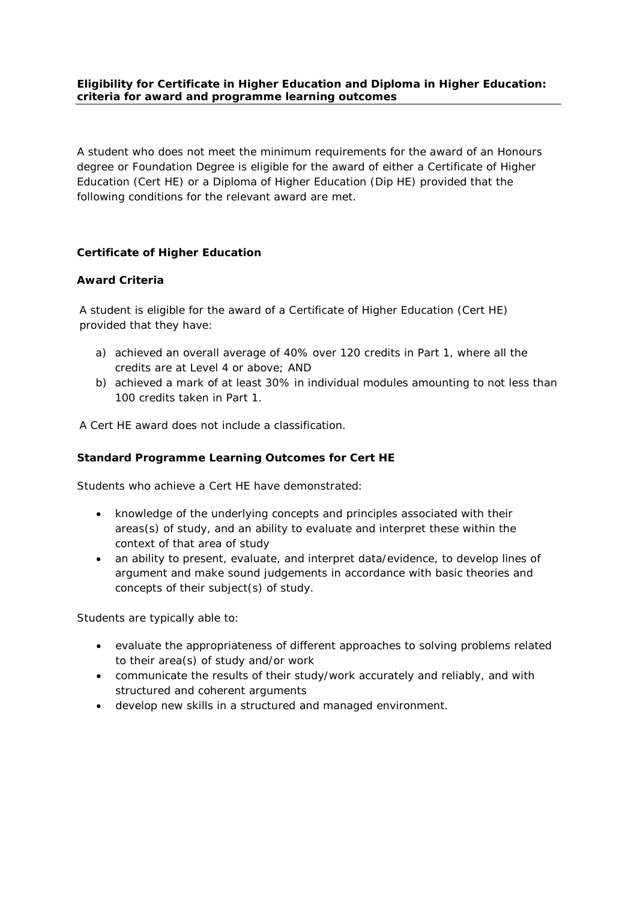**Eligibility for Certificate in Higher Education and Diploma in Higher Education: criteria for award and programme learning outcomes**

A student who does not meet the minimum requirements for the award of an Honours degree or Foundation Degree is eligible for the award of either a Certificate of Higher Education (Cert HE) or a Diploma of Higher Education (Dip HE) provided that the following conditions for the relevant award are met.

## Certificate of Higher Education

### Award Criteria

A student is eligible for the award of a Certificate of Higher Education (Cert HE) provided that they have:

a) achieved an overall average of 40% over 120 credits in Part 1, where all the credits are at Level 4 or above; AND
b) achieved a mark of at least 30% in individual modules amounting to not less than 100 credits taken in Part 1.

A Cert HE award does not include a classification.

### Standard Programme Learning Outcomes for Cert HE

Students who achieve a Cert HE have demonstrated:

- knowledge of the underlying concepts and principles associated with their areas(s) of study, and an ability to evaluate and interpret these within the context of that area of study
- an ability to present, evaluate, and interpret data/evidence, to develop lines of argument and make sound judgements in accordance with basic theories and concepts of their subject(s) of study.

Students are typically able to:

- evaluate the appropriateness of different approaches to solving problems related to their area(s) of study and/or work
- communicate the results of their study/work accurately and reliably, and with structured and coherent arguments
- develop new skills in a structured and managed environment.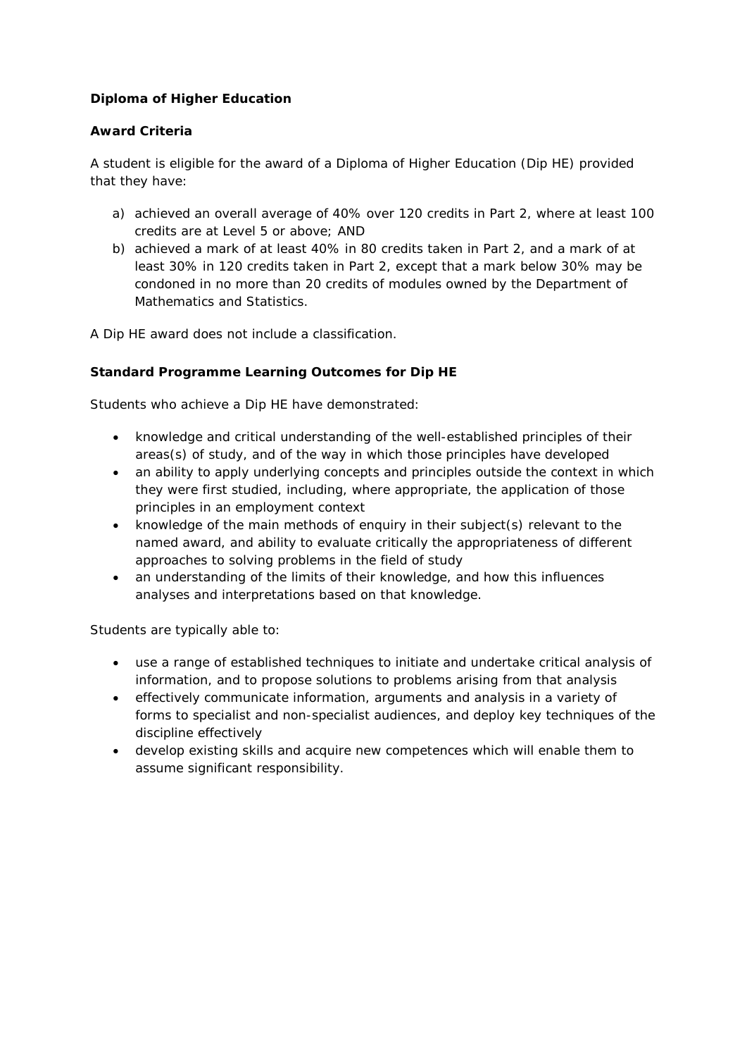**Diploma of Higher Education**

**Award Criteria**

A student is eligible for the award of a Diploma of Higher Education (Dip HE) provided that they have:

a) achieved an overall average of 40% over 120 credits in Part 2, where at least 100 credits are at Level 5 or above; AND
b) achieved a mark of at least 40% in 80 credits taken in Part 2, and a mark of at least 30% in 120 credits taken in Part 2, except that a mark below 30% may be condoned in no more than 20 credits of modules owned by the Department of Mathematics and Statistics.

A Dip HE award does not include a classification.

**Standard Programme Learning Outcomes for Dip HE**

Students who achieve a Dip HE have demonstrated:

- knowledge and critical understanding of the well-established principles of their areas(s) of study, and of the way in which those principles have developed
- an ability to apply underlying concepts and principles outside the context in which they were first studied, including, where appropriate, the application of those principles in an employment context
- knowledge of the main methods of enquiry in their subject(s) relevant to the named award, and ability to evaluate critically the appropriateness of different approaches to solving problems in the field of study
- an understanding of the limits of their knowledge, and how this influences analyses and interpretations based on that knowledge.

Students are typically able to:

- use a range of established techniques to initiate and undertake critical analysis of information, and to propose solutions to problems arising from that analysis
- effectively communicate information, arguments and analysis in a variety of forms to specialist and non-specialist audiences, and deploy key techniques of the discipline effectively
- develop existing skills and acquire new competences which will enable them to assume significant responsibility.